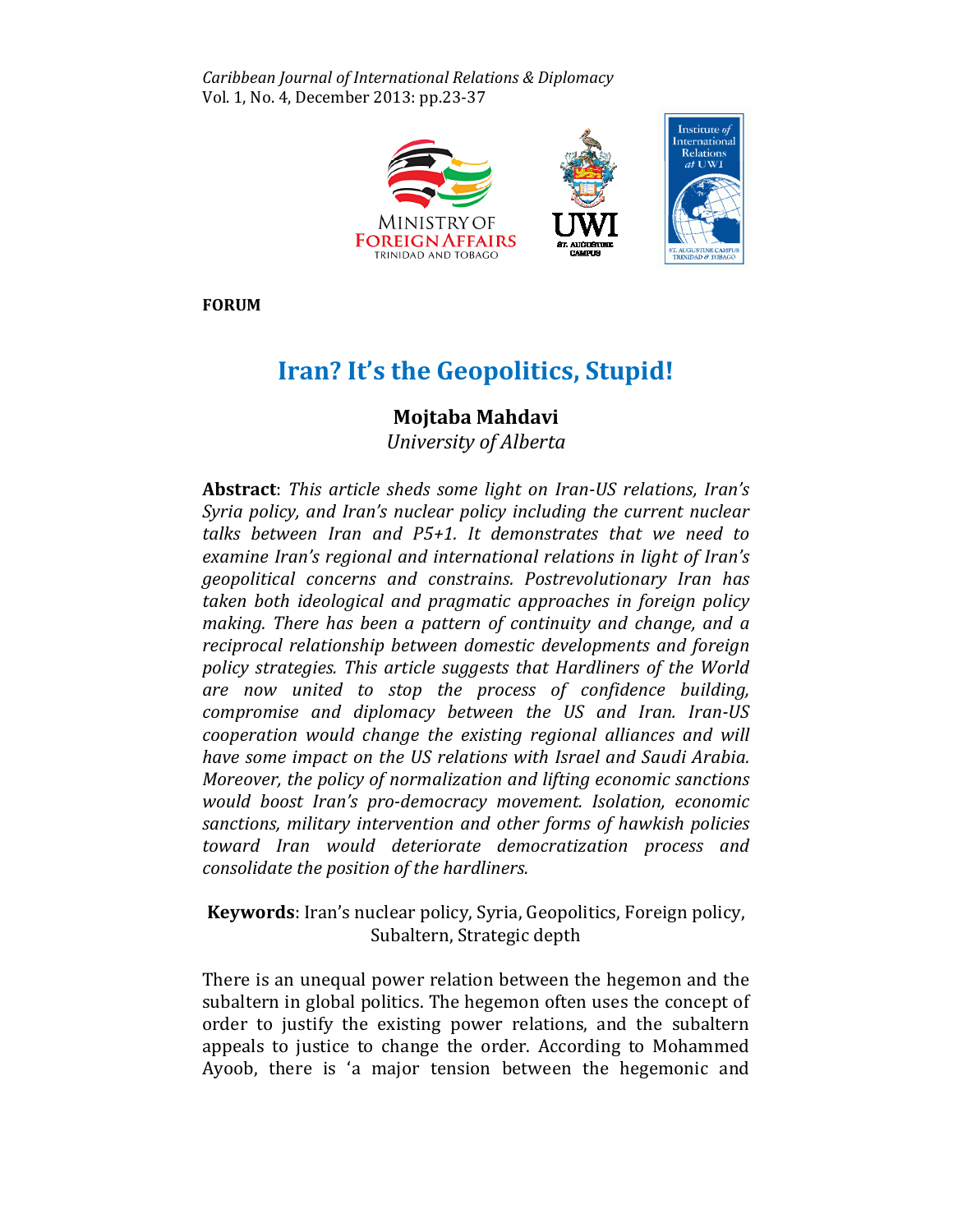**FORUM**

# Iran? It's the Geopolitics, Stupid!

**Mojtaba Mahdavi**
*University of Alberta*

**Abstract**: *This article sheds some light on Iran-US relations, Iran's Syria policy, and Iran's nuclear policy including the current nuclear talks between Iran and P5+1. It demonstrates that we need to examine Iran's regional and international relations in light of Iran's geopolitical concerns and constrains. Postrevolutionary Iran has taken both ideological and pragmatic approaches in foreign policy making. There has been a pattern of continuity and change, and a reciprocal relationship between domestic developments and foreign policy strategies. This article suggests that Hardliners of the World are now united to stop the process of confidence building, compromise and diplomacy between the US and Iran. Iran-US cooperation would change the existing regional alliances and will have some impact on the US relations with Israel and Saudi Arabia. Moreover, the policy of normalization and lifting economic sanctions would boost Iran's pro-democracy movement. Isolation, economic sanctions, military intervention and other forms of hawkish policies toward Iran would deteriorate democratization process and consolidate the position of the hardliners.*

**Keywords**: Iran's nuclear policy, Syria, Geopolitics, Foreign policy, Subaltern, Strategic depth

There is an unequal power relation between the hegemon and the subaltern in global politics. The hegemon often uses the concept of order to justify the existing power relations, and the subaltern appeals to justice to change the order. According to Mohammed Ayoob, there is 'a major tension between the hegemonic and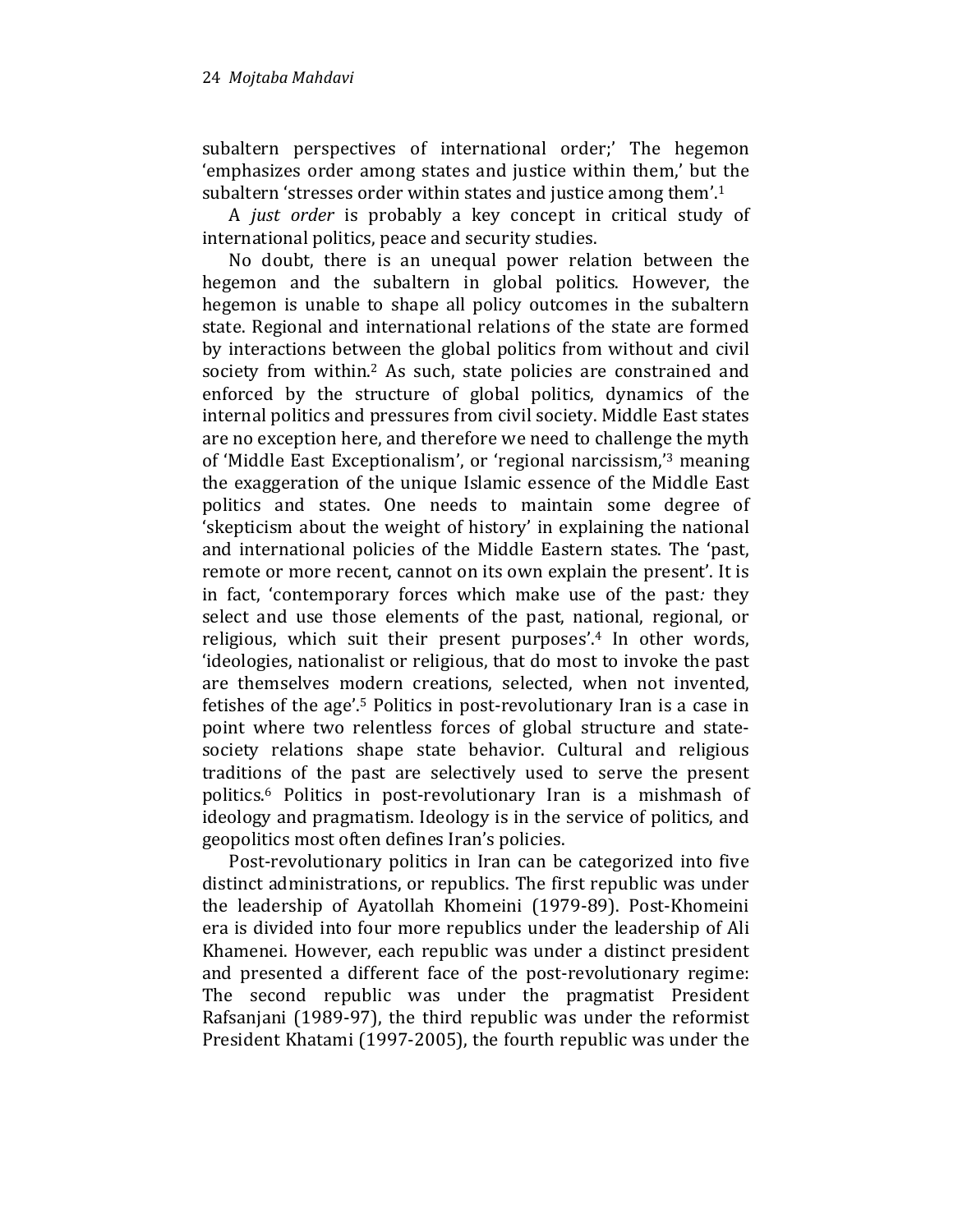subaltern perspectives of international order;' The hegemon 'emphasizes order among states and justice within them,' but the subaltern 'stresses order within states and justice among them'.[1]

A *just order* is probably a key concept in critical study of international politics, peace and security studies.

No doubt, there is an unequal power relation between the hegemon and the subaltern in global politics. However, the hegemon is unable to shape all policy outcomes in the subaltern state. Regional and international relations of the state are formed by interactions between the global politics from without and civil society from within.[2] As such, state policies are constrained and enforced by the structure of global politics, dynamics of the internal politics and pressures from civil society. Middle East states are no exception here, and therefore we need to challenge the myth of 'Middle East Exceptionalism', or 'regional narcissism,'[3] meaning the exaggeration of the unique Islamic essence of the Middle East politics and states. One needs to maintain some degree of 'skepticism about the weight of history' in explaining the national and international policies of the Middle Eastern states. The 'past, remote or more recent, cannot on its own explain the present'. It is in fact, 'contemporary forces which make use of the past*:* they select and use those elements of the past, national, regional, or religious, which suit their present purposes'.[4] In other words, 'ideologies, nationalist or religious, that do most to invoke the past are themselves modern creations, selected, when not invented, fetishes of the age'.[5] Politics in post-revolutionary Iran is a case in point where two relentless forces of global structure and state-society relations shape state behavior. Cultural and religious traditions of the past are selectively used to serve the present politics.[6] Politics in post-revolutionary Iran is a mishmash of ideology and pragmatism. Ideology is in the service of politics, and geopolitics most often defines Iran's policies.

Post-revolutionary politics in Iran can be categorized into five distinct administrations, or republics. The first republic was under the leadership of Ayatollah Khomeini (1979-89). Post-Khomeini era is divided into four more republics under the leadership of Ali Khamenei. However, each republic was under a distinct president and presented a different face of the post-revolutionary regime: The second republic was under the pragmatist President Rafsanjani (1989-97), the third republic was under the reformist President Khatami (1997-2005), the fourth republic was under the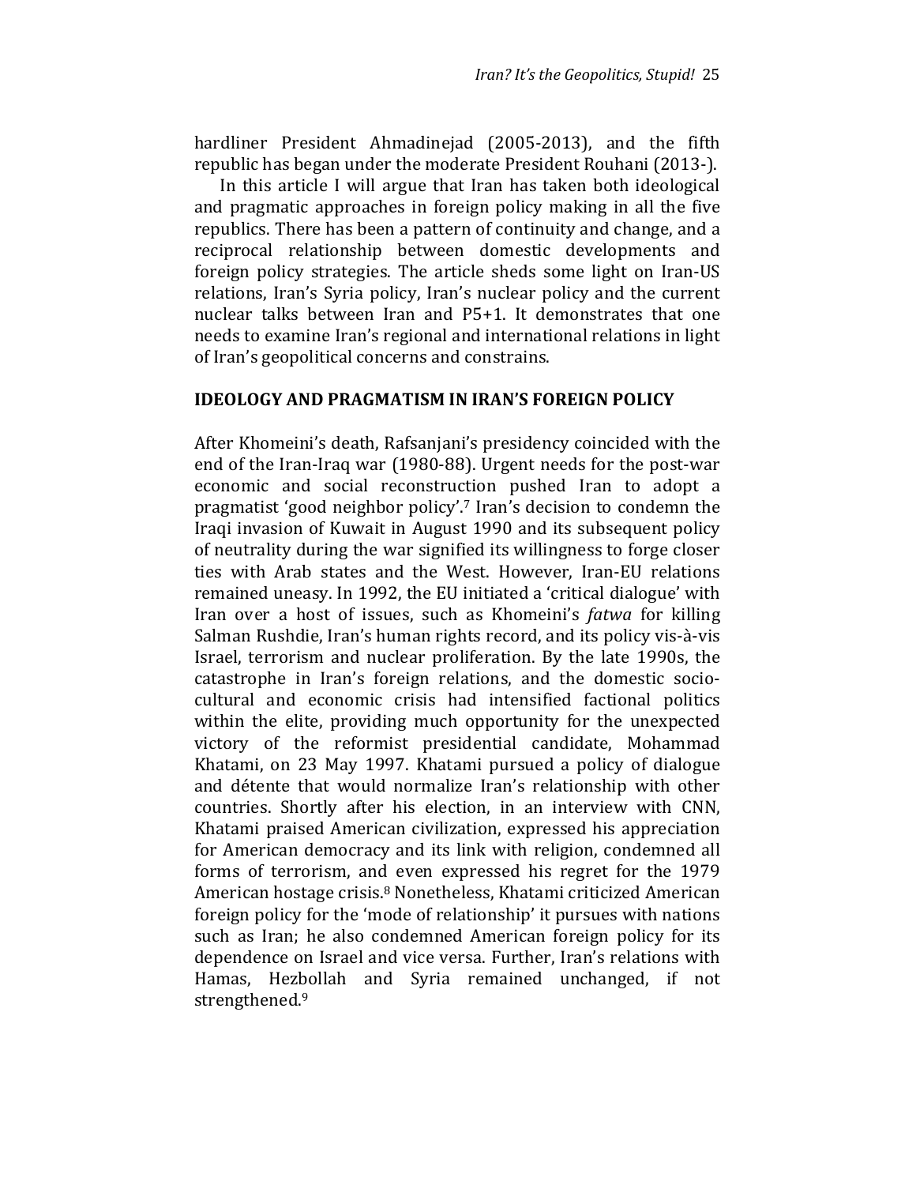hardliner President Ahmadinejad (2005-2013), and the fifth republic has began under the moderate President Rouhani (2013-).

In this article I will argue that Iran has taken both ideological and pragmatic approaches in foreign policy making in all the five republics. There has been a pattern of continuity and change, and a reciprocal relationship between domestic developments and foreign policy strategies. The article sheds some light on Iran-US relations, Iran's Syria policy, Iran's nuclear policy and the current nuclear talks between Iran and P5+1. It demonstrates that one needs to examine Iran's regional and international relations in light of Iran's geopolitical concerns and constrains.

## IDEOLOGY AND PRAGMATISM IN IRAN'S FOREIGN POLICY

After Khomeini's death, Rafsanjani's presidency coincided with the end of the Iran-Iraq war (1980-88). Urgent needs for the post-war economic and social reconstruction pushed Iran to adopt a pragmatist 'good neighbor policy'.[7] Iran's decision to condemn the Iraqi invasion of Kuwait in August 1990 and its subsequent policy of neutrality during the war signified its willingness to forge closer ties with Arab states and the West. However, Iran-EU relations remained uneasy. In 1992, the EU initiated a 'critical dialogue' with Iran over a host of issues, such as Khomeini's *fatwa* for killing Salman Rushdie, Iran's human rights record, and its policy vis-à-vis Israel, terrorism and nuclear proliferation. By the late 1990s, the catastrophe in Iran's foreign relations, and the domestic socio-cultural and economic crisis had intensified factional politics within the elite, providing much opportunity for the unexpected victory of the reformist presidential candidate, Mohammad Khatami, on 23 May 1997. Khatami pursued a policy of dialogue and détente that would normalize Iran's relationship with other countries. Shortly after his election, in an interview with CNN, Khatami praised American civilization, expressed his appreciation for American democracy and its link with religion, condemned all forms of terrorism, and even expressed his regret for the 1979 American hostage crisis.[8] Nonetheless, Khatami criticized American foreign policy for the 'mode of relationship' it pursues with nations such as Iran; he also condemned American foreign policy for its dependence on Israel and vice versa. Further, Iran's relations with Hamas, Hezbollah and Syria remained unchanged, if not strengthened.[9]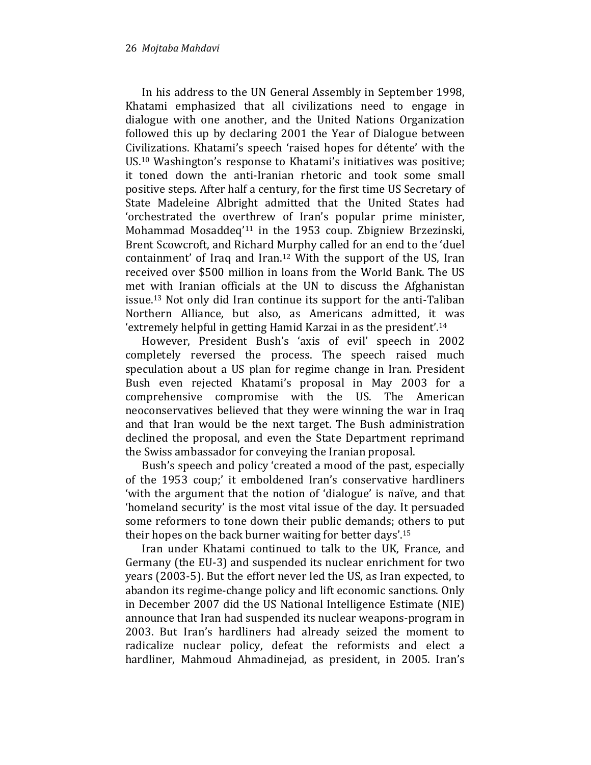In his address to the UN General Assembly in September 1998, Khatami emphasized that all civilizations need to engage in dialogue with one another, and the United Nations Organization followed this up by declaring 2001 the Year of Dialogue between Civilizations. Khatami's speech 'raised hopes for détente' with the US.[10] Washington's response to Khatami's initiatives was positive; it toned down the anti-Iranian rhetoric and took some small positive steps. After half a century, for the first time US Secretary of State Madeleine Albright admitted that the United States had 'orchestrated the overthrew of Iran's popular prime minister, Mohammad Mosaddeq'[11] in the 1953 coup. Zbigniew Brzezinski, Brent Scowcroft, and Richard Murphy called for an end to the 'duel containment' of Iraq and Iran.[12] With the support of the US, Iran received over $500 million in loans from the World Bank. The US met with Iranian officials at the UN to discuss the Afghanistan issue.[13] Not only did Iran continue its support for the anti-Taliban Northern Alliance, but also, as Americans admitted, it was 'extremely helpful in getting Hamid Karzai in as the president'.[14]

However, President Bush's 'axis of evil' speech in 2002 completely reversed the process. The speech raised much speculation about a US plan for regime change in Iran. President Bush even rejected Khatami's proposal in May 2003 for a comprehensive compromise with the US. The American neoconservatives believed that they were winning the war in Iraq and that Iran would be the next target. The Bush administration declined the proposal, and even the State Department reprimand the Swiss ambassador for conveying the Iranian proposal.

Bush's speech and policy 'created a mood of the past, especially of the 1953 coup;' it emboldened Iran's conservative hardliners 'with the argument that the notion of 'dialogue' is naïve, and that 'homeland security' is the most vital issue of the day. It persuaded some reformers to tone down their public demands; others to put their hopes on the back burner waiting for better days'.[15]

Iran under Khatami continued to talk to the UK, France, and Germany (the EU-3) and suspended its nuclear enrichment for two years (2003-5). But the effort never led the US, as Iran expected, to abandon its regime-change policy and lift economic sanctions. Only in December 2007 did the US National Intelligence Estimate (NIE) announce that Iran had suspended its nuclear weapons-program in 2003. But Iran's hardliners had already seized the moment to radicalize nuclear policy, defeat the reformists and elect a hardliner, Mahmoud Ahmadinejad, as president, in 2005. Iran's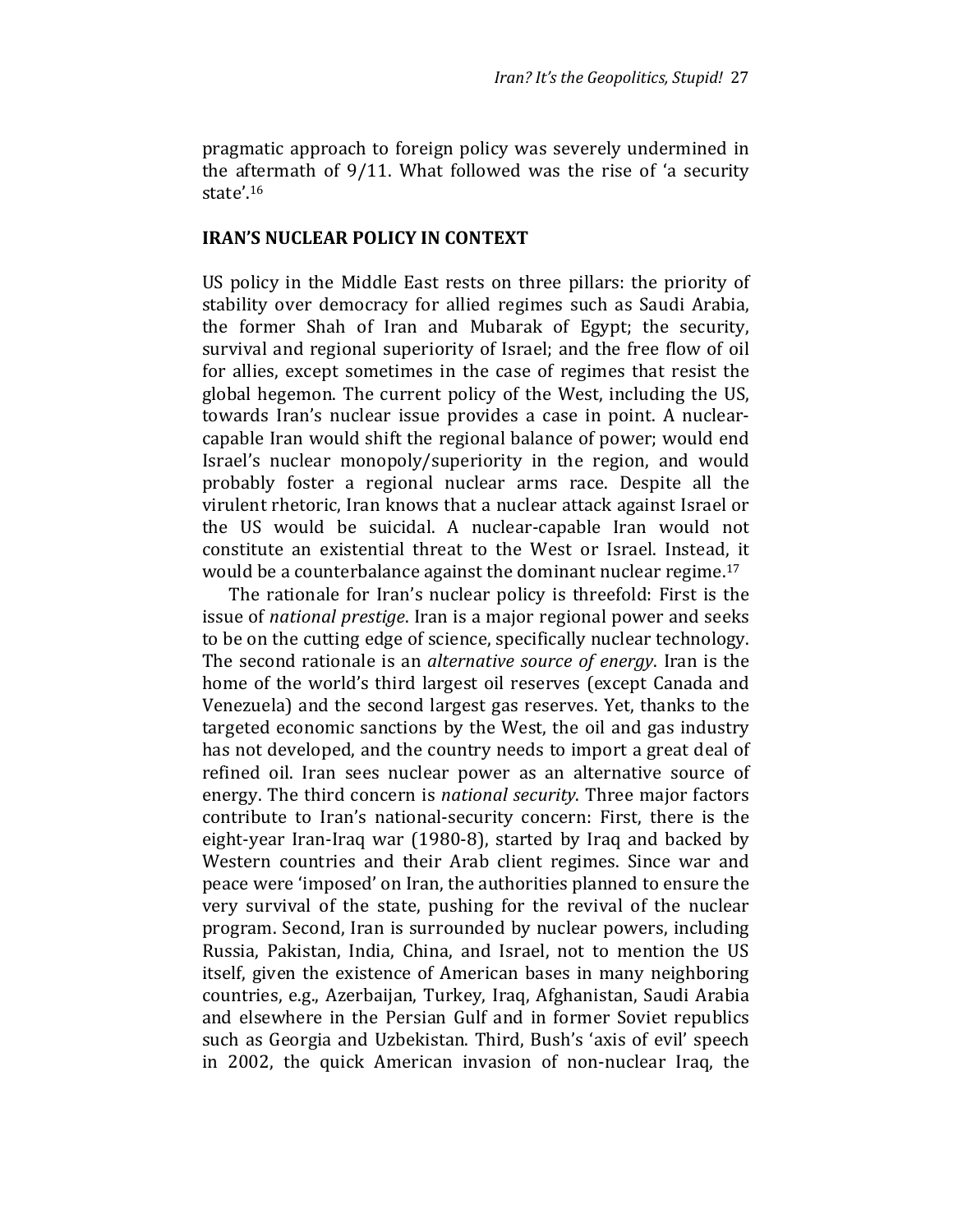pragmatic approach to foreign policy was severely undermined in the aftermath of 9/11. What followed was the rise of 'a security state'.[16]

## IRAN'S NUCLEAR POLICY IN CONTEXT

US policy in the Middle East rests on three pillars: the priority of stability over democracy for allied regimes such as Saudi Arabia, the former Shah of Iran and Mubarak of Egypt; the security, survival and regional superiority of Israel; and the free flow of oil for allies, except sometimes in the case of regimes that resist the global hegemon. The current policy of the West, including the US, towards Iran's nuclear issue provides a case in point. A nuclear-capable Iran would shift the regional balance of power; would end Israel's nuclear monopoly/superiority in the region, and would probably foster a regional nuclear arms race. Despite all the virulent rhetoric, Iran knows that a nuclear attack against Israel or the US would be suicidal. A nuclear-capable Iran would not constitute an existential threat to the West or Israel. Instead, it would be a counterbalance against the dominant nuclear regime.[17]

The rationale for Iran's nuclear policy is threefold: First is the issue of *national prestige*. Iran is a major regional power and seeks to be on the cutting edge of science, specifically nuclear technology. The second rationale is an *alternative source of energy*. Iran is the home of the world's third largest oil reserves (except Canada and Venezuela) and the second largest gas reserves. Yet, thanks to the targeted economic sanctions by the West, the oil and gas industry has not developed, and the country needs to import a great deal of refined oil. Iran sees nuclear power as an alternative source of energy. The third concern is *national security*. Three major factors contribute to Iran's national-security concern: First, there is the eight-year Iran-Iraq war (1980-8), started by Iraq and backed by Western countries and their Arab client regimes. Since war and peace were 'imposed' on Iran, the authorities planned to ensure the very survival of the state, pushing for the revival of the nuclear program. Second, Iran is surrounded by nuclear powers, including Russia, Pakistan, India, China, and Israel, not to mention the US itself, given the existence of American bases in many neighboring countries, e.g., Azerbaijan, Turkey, Iraq, Afghanistan, Saudi Arabia and elsewhere in the Persian Gulf and in former Soviet republics such as Georgia and Uzbekistan. Third, Bush's 'axis of evil' speech in 2002, the quick American invasion of non-nuclear Iraq, the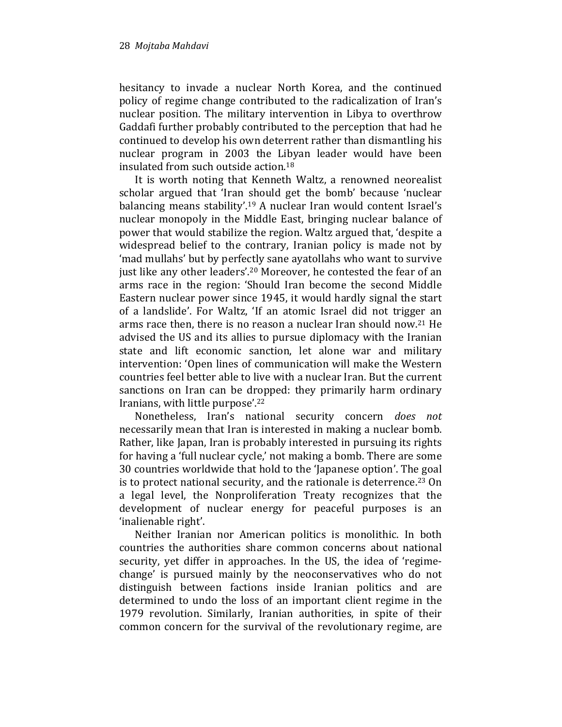hesitancy to invade a nuclear North Korea, and the continued policy of regime change contributed to the radicalization of Iran's nuclear position. The military intervention in Libya to overthrow Gaddafi further probably contributed to the perception that had he continued to develop his own deterrent rather than dismantling his nuclear program in 2003 the Libyan leader would have been insulated from such outside action.[18]

It is worth noting that Kenneth Waltz, a renowned neorealist scholar argued that 'Iran should get the bomb' because 'nuclear balancing means stability'.[19] A nuclear Iran would content Israel's nuclear monopoly in the Middle East, bringing nuclear balance of power that would stabilize the region. Waltz argued that, 'despite a widespread belief to the contrary, Iranian policy is made not by 'mad mullahs' but by perfectly sane ayatollahs who want to survive just like any other leaders'.[20] Moreover, he contested the fear of an arms race in the region: 'Should Iran become the second Middle Eastern nuclear power since 1945, it would hardly signal the start of a landslide'. For Waltz, 'If an atomic Israel did not trigger an arms race then, there is no reason a nuclear Iran should now.[21] He advised the US and its allies to pursue diplomacy with the Iranian state and lift economic sanction, let alone war and military intervention: 'Open lines of communication will make the Western countries feel better able to live with a nuclear Iran. But the current sanctions on Iran can be dropped: they primarily harm ordinary Iranians, with little purpose'.[22]

Nonetheless, Iran's national security concern *does not* necessarily mean that Iran is interested in making a nuclear bomb. Rather, like Japan, Iran is probably interested in pursuing its rights for having a 'full nuclear cycle,' not making a bomb. There are some 30 countries worldwide that hold to the 'Japanese option'. The goal is to protect national security, and the rationale is deterrence.[23] On a legal level, the Nonproliferation Treaty recognizes that the development of nuclear energy for peaceful purposes is an 'inalienable right'.

Neither Iranian nor American politics is monolithic. In both countries the authorities share common concerns about national security, yet differ in approaches. In the US, the idea of 'regime-change' is pursued mainly by the neoconservatives who do not distinguish between factions inside Iranian politics and are determined to undo the loss of an important client regime in the 1979 revolution. Similarly, Iranian authorities, in spite of their common concern for the survival of the revolutionary regime, are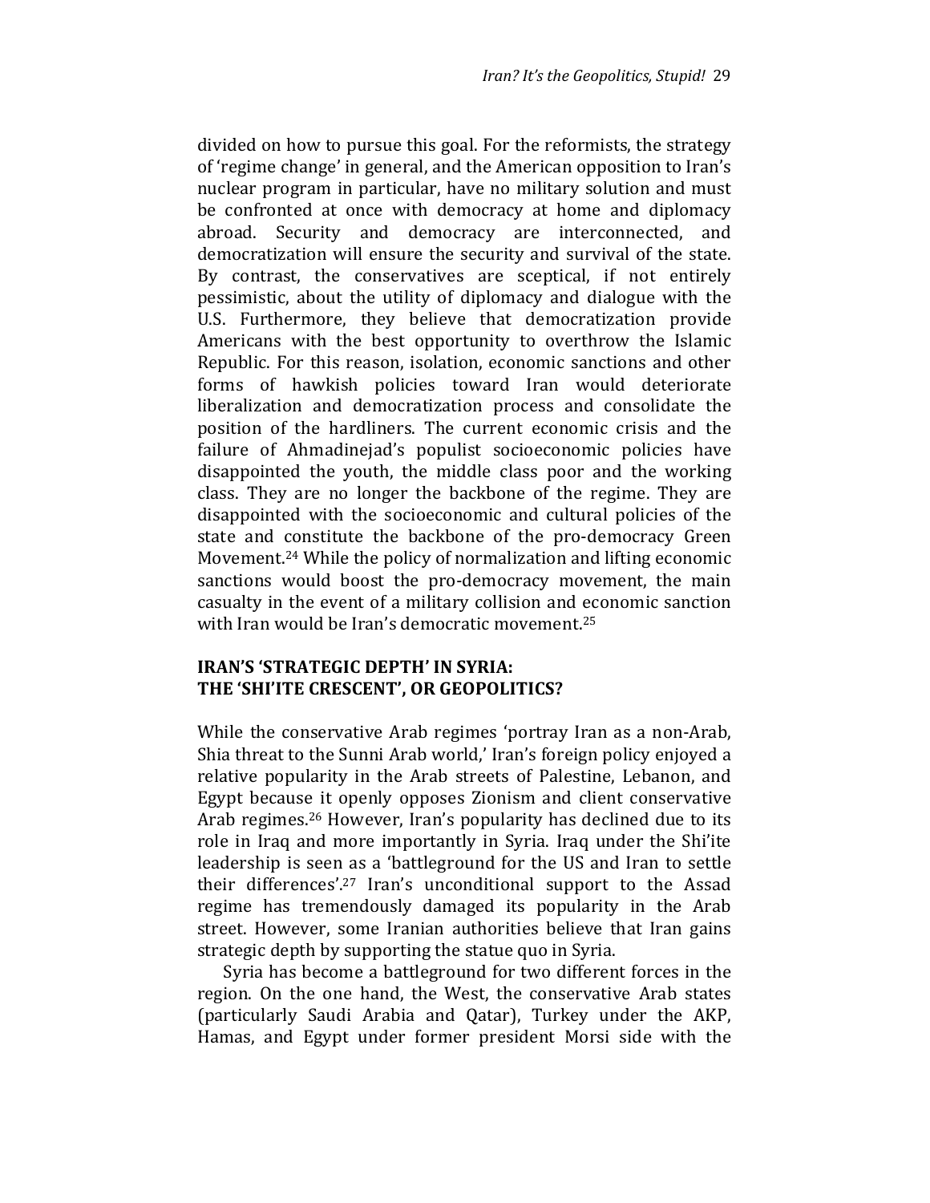divided on how to pursue this goal. For the reformists, the strategy of 'regime change' in general, and the American opposition to Iran's nuclear program in particular, have no military solution and must be confronted at once with democracy at home and diplomacy abroad. Security and democracy are interconnected, and democratization will ensure the security and survival of the state. By contrast, the conservatives are sceptical, if not entirely pessimistic, about the utility of diplomacy and dialogue with the U.S. Furthermore, they believe that democratization provide Americans with the best opportunity to overthrow the Islamic Republic. For this reason, isolation, economic sanctions and other forms of hawkish policies toward Iran would deteriorate liberalization and democratization process and consolidate the position of the hardliners. The current economic crisis and the failure of Ahmadinejad's populist socioeconomic policies have disappointed the youth, the middle class poor and the working class. They are no longer the backbone of the regime. They are disappointed with the socioeconomic and cultural policies of the state and constitute the backbone of the pro-democracy Green Movement.[24] While the policy of normalization and lifting economic sanctions would boost the pro-democracy movement, the main casualty in the event of a military collision and economic sanction with Iran would be Iran's democratic movement.[25]

## IRAN'S 'STRATEGIC DEPTH' IN SYRIA: THE 'SHI'ITE CRESCENT', OR GEOPOLITICS?

While the conservative Arab regimes 'portray Iran as a non-Arab, Shia threat to the Sunni Arab world,' Iran's foreign policy enjoyed a relative popularity in the Arab streets of Palestine, Lebanon, and Egypt because it openly opposes Zionism and client conservative Arab regimes.[26] However, Iran's popularity has declined due to its role in Iraq and more importantly in Syria. Iraq under the Shi'ite leadership is seen as a 'battleground for the US and Iran to settle their differences'.[27] Iran's unconditional support to the Assad regime has tremendously damaged its popularity in the Arab street. However, some Iranian authorities believe that Iran gains strategic depth by supporting the statue quo in Syria.

Syria has become a battleground for two different forces in the region. On the one hand, the West, the conservative Arab states (particularly Saudi Arabia and Qatar), Turkey under the AKP, Hamas, and Egypt under former president Morsi side with the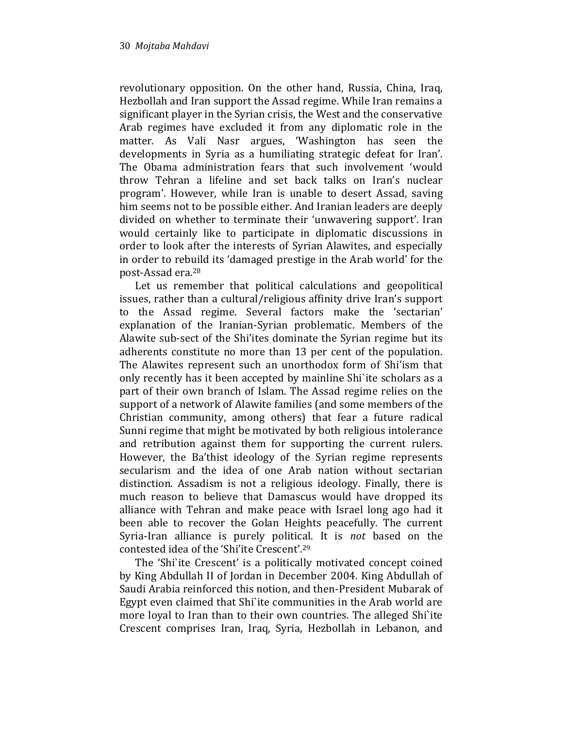revolutionary opposition. On the other hand, Russia, China, Iraq, Hezbollah and Iran support the Assad regime. While Iran remains a significant player in the Syrian crisis, the West and the conservative Arab regimes have excluded it from any diplomatic role in the matter. As Vali Nasr argues, 'Washington has seen the developments in Syria as a humiliating strategic defeat for Iran'. The Obama administration fears that such involvement 'would throw Tehran a lifeline and set back talks on Iran's nuclear program'. However, while Iran is unable to desert Assad, saving him seems not to be possible either. And Iranian leaders are deeply divided on whether to terminate their 'unwavering support'. Iran would certainly like to participate in diplomatic discussions in order to look after the interests of Syrian Alawites, and especially in order to rebuild its 'damaged prestige in the Arab world' for the post-Assad era.[28]

Let us remember that political calculations and geopolitical issues, rather than a cultural/religious affinity drive Iran's support to the Assad regime. Several factors make the 'sectarian' explanation of the Iranian-Syrian problematic. Members of the Alawite sub-sect of the Shi'ites dominate the Syrian regime but its adherents constitute no more than 13 per cent of the population. The Alawites represent such an unorthodox form of Shi'ism that only recently has it been accepted by mainline Shi`ite scholars as a part of their own branch of Islam. The Assad regime relies on the support of a network of Alawite families (and some members of the Christian community, among others) that fear a future radical Sunni regime that might be motivated by both religious intolerance and retribution against them for supporting the current rulers. However, the Ba'thist ideology of the Syrian regime represents secularism and the idea of one Arab nation without sectarian distinction. Assadism is not a religious ideology. Finally, there is much reason to believe that Damascus would have dropped its alliance with Tehran and make peace with Israel long ago had it been able to recover the Golan Heights peacefully. The current Syria-Iran alliance is purely political. It is *not* based on the contested idea of the 'Shi'ite Crescent'.[29]

The 'Shi`ite Crescent' is a politically motivated concept coined by King Abdullah II of Jordan in December 2004. King Abdullah of Saudi Arabia reinforced this notion, and then-President Mubarak of Egypt even claimed that Shi`ite communities in the Arab world are more loyal to Iran than to their own countries. The alleged Shi`ite Crescent comprises Iran, Iraq, Syria, Hezbollah in Lebanon, and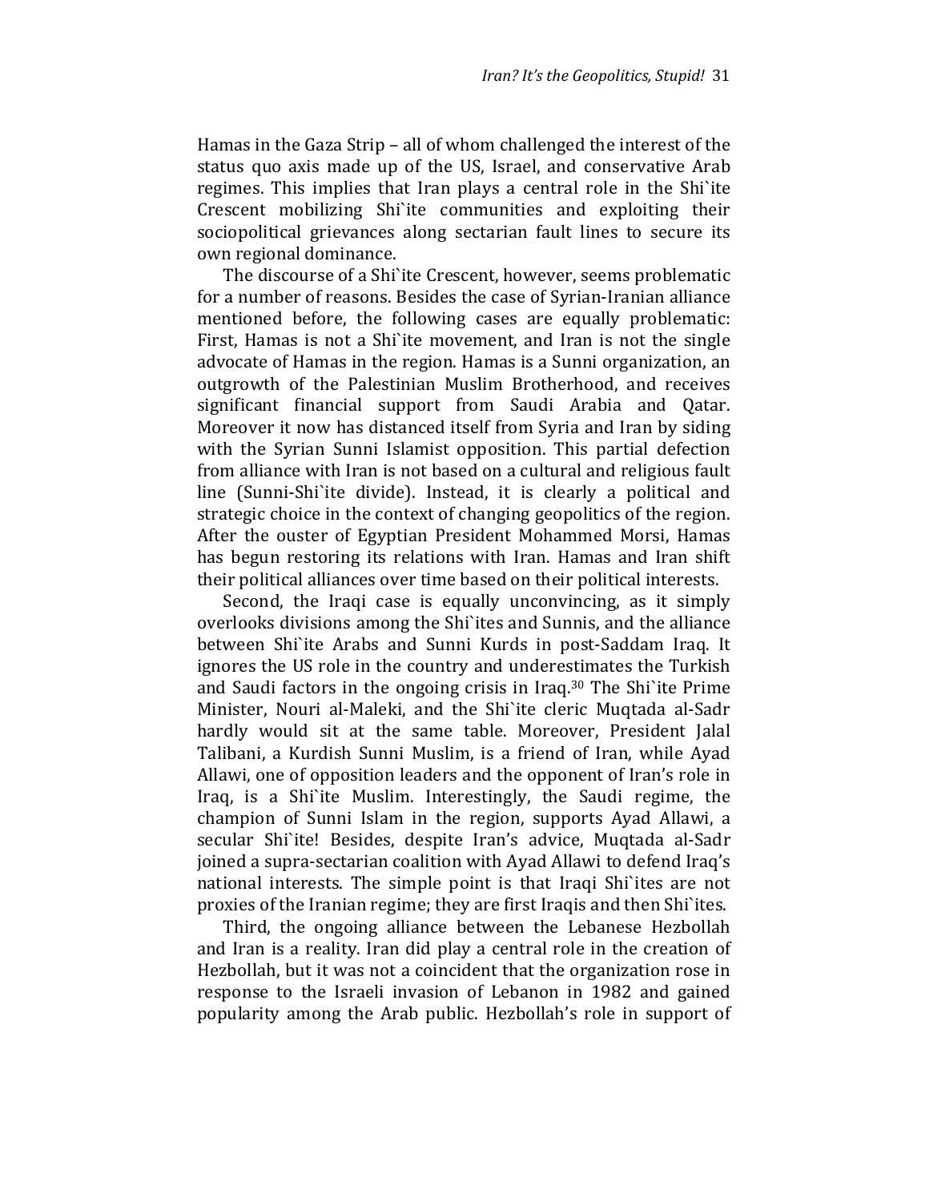Hamas in the Gaza Strip – all of whom challenged the interest of the status quo axis made up of the US, Israel, and conservative Arab regimes. This implies that Iran plays a central role in the Shi`ite Crescent mobilizing Shi`ite communities and exploiting their sociopolitical grievances along sectarian fault lines to secure its own regional dominance.

The discourse of a Shi`ite Crescent, however, seems problematic for a number of reasons. Besides the case of Syrian-Iranian alliance mentioned before, the following cases are equally problematic: First, Hamas is not a Shi`ite movement, and Iran is not the single advocate of Hamas in the region. Hamas is a Sunni organization, an outgrowth of the Palestinian Muslim Brotherhood, and receives significant financial support from Saudi Arabia and Qatar. Moreover it now has distanced itself from Syria and Iran by siding with the Syrian Sunni Islamist opposition. This partial defection from alliance with Iran is not based on a cultural and religious fault line (Sunni-Shi`ite divide). Instead, it is clearly a political and strategic choice in the context of changing geopolitics of the region. After the ouster of Egyptian President Mohammed Morsi, Hamas has begun restoring its relations with Iran. Hamas and Iran shift their political alliances over time based on their political interests.

Second, the Iraqi case is equally unconvincing, as it simply overlooks divisions among the Shi`ites and Sunnis, and the alliance between Shi`ite Arabs and Sunni Kurds in post-Saddam Iraq. It ignores the US role in the country and underestimates the Turkish and Saudi factors in the ongoing crisis in Iraq.[30] The Shi`ite Prime Minister, Nouri al-Maleki, and the Shi`ite cleric Muqtada al-Sadr hardly would sit at the same table. Moreover, President Jalal Talibani, a Kurdish Sunni Muslim, is a friend of Iran, while Ayad Allawi, one of opposition leaders and the opponent of Iran's role in Iraq, is a Shi`ite Muslim. Interestingly, the Saudi regime, the champion of Sunni Islam in the region, supports Ayad Allawi, a secular Shi`ite! Besides, despite Iran's advice, Muqtada al-Sadr joined a supra-sectarian coalition with Ayad Allawi to defend Iraq's national interests. The simple point is that Iraqi Shi`ites are not proxies of the Iranian regime; they are first Iraqis and then Shi`ites.

Third, the ongoing alliance between the Lebanese Hezbollah and Iran is a reality. Iran did play a central role in the creation of Hezbollah, but it was not a coincident that the organization rose in response to the Israeli invasion of Lebanon in 1982 and gained popularity among the Arab public. Hezbollah's role in support of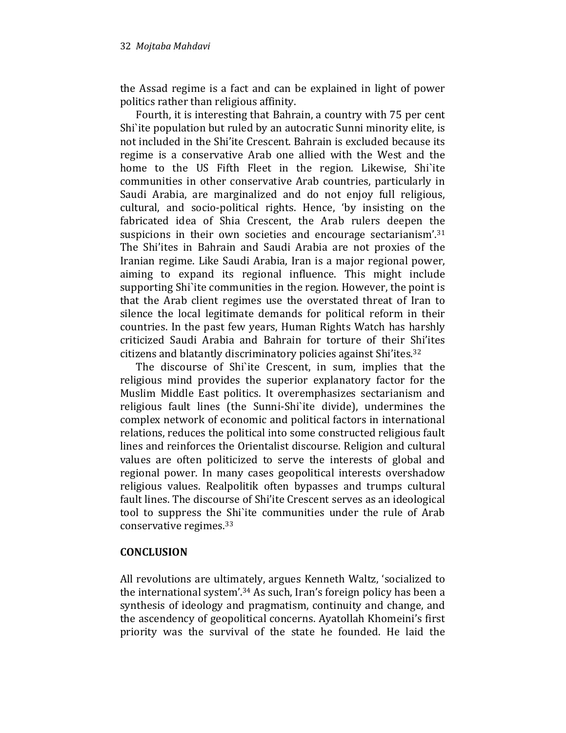the Assad regime is a fact and can be explained in light of power politics rather than religious affinity.

Fourth, it is interesting that Bahrain, a country with 75 per cent Shi`ite population but ruled by an autocratic Sunni minority elite, is not included in the Shi'ite Crescent. Bahrain is excluded because its regime is a conservative Arab one allied with the West and the home to the US Fifth Fleet in the region. Likewise, Shi`ite communities in other conservative Arab countries, particularly in Saudi Arabia, are marginalized and do not enjoy full religious, cultural, and socio-political rights. Hence, 'by insisting on the fabricated idea of Shia Crescent, the Arab rulers deepen the suspicions in their own societies and encourage sectarianism'.[31] The Shi'ites in Bahrain and Saudi Arabia are not proxies of the Iranian regime. Like Saudi Arabia, Iran is a major regional power, aiming to expand its regional influence. This might include supporting Shi`ite communities in the region. However, the point is that the Arab client regimes use the overstated threat of Iran to silence the local legitimate demands for political reform in their countries. In the past few years, Human Rights Watch has harshly criticized Saudi Arabia and Bahrain for torture of their Shi'ites citizens and blatantly discriminatory policies against Shi'ites.[32]

The discourse of Shi`ite Crescent, in sum, implies that the religious mind provides the superior explanatory factor for the Muslim Middle East politics. It overemphasizes sectarianism and religious fault lines (the Sunni-Shi`ite divide), undermines the complex network of economic and political factors in international relations, reduces the political into some constructed religious fault lines and reinforces the Orientalist discourse. Religion and cultural values are often politicized to serve the interests of global and regional power. In many cases geopolitical interests overshadow religious values. Realpolitik often bypasses and trumps cultural fault lines. The discourse of Shi'ite Crescent serves as an ideological tool to suppress the Shi`ite communities under the rule of Arab conservative regimes.[33]

## CONCLUSION

All revolutions are ultimately, argues Kenneth Waltz, 'socialized to the international system'.[34] As such, Iran's foreign policy has been a synthesis of ideology and pragmatism, continuity and change, and the ascendency of geopolitical concerns. Ayatollah Khomeini's first priority was the survival of the state he founded. He laid the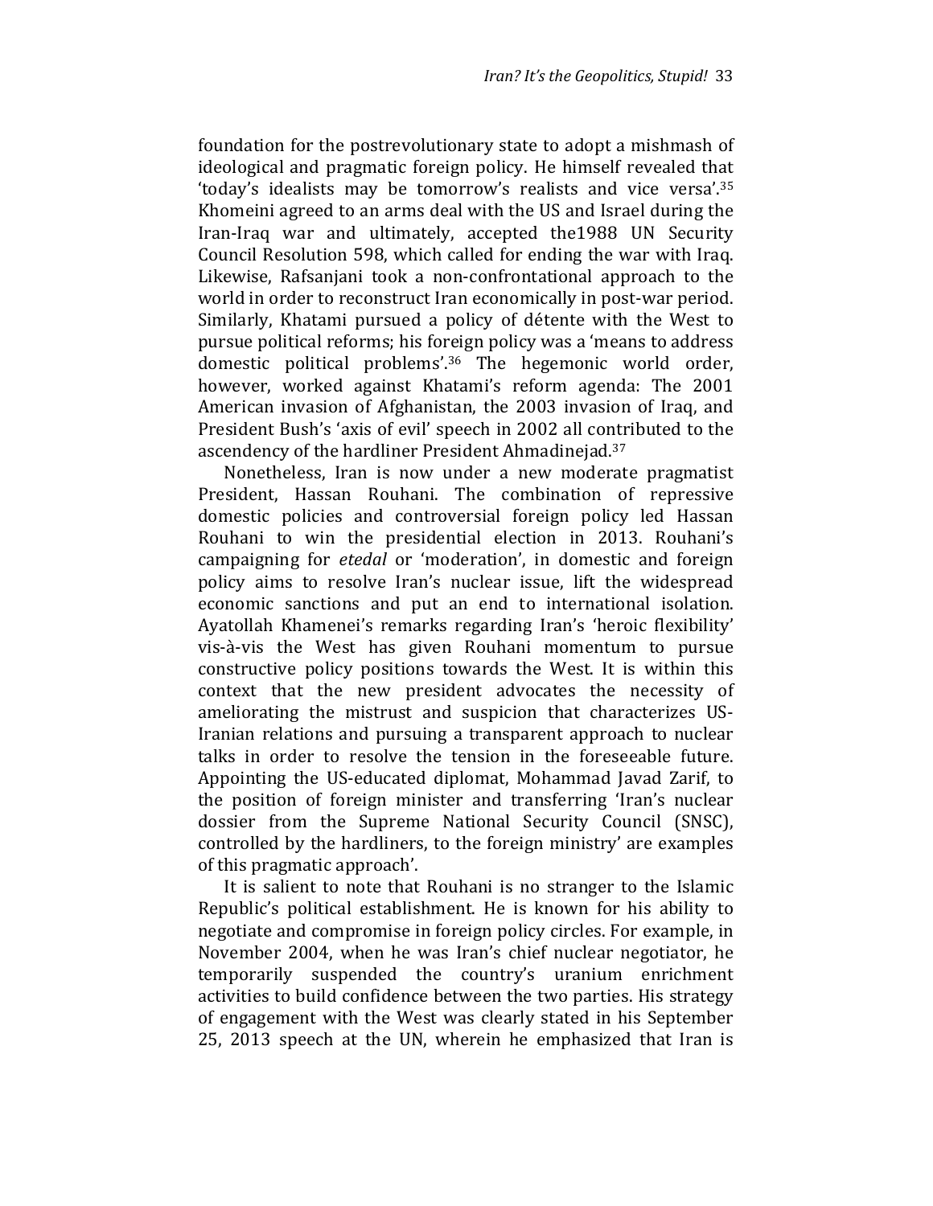foundation for the postrevolutionary state to adopt a mishmash of ideological and pragmatic foreign policy. He himself revealed that 'today's idealists may be tomorrow's realists and vice versa'.[35] Khomeini agreed to an arms deal with the US and Israel during the Iran-Iraq war and ultimately, accepted the1988 UN Security Council Resolution 598, which called for ending the war with Iraq. Likewise, Rafsanjani took a non-confrontational approach to the world in order to reconstruct Iran economically in post-war period. Similarly, Khatami pursued a policy of détente with the West to pursue political reforms; his foreign policy was a 'means to address domestic political problems'.[36] The hegemonic world order, however, worked against Khatami's reform agenda: The 2001 American invasion of Afghanistan, the 2003 invasion of Iraq, and President Bush's 'axis of evil' speech in 2002 all contributed to the ascendency of the hardliner President Ahmadinejad.[37]

Nonetheless, Iran is now under a new moderate pragmatist President, Hassan Rouhani. The combination of repressive domestic policies and controversial foreign policy led Hassan Rouhani to win the presidential election in 2013. Rouhani's campaigning for *etedal* or 'moderation', in domestic and foreign policy aims to resolve Iran's nuclear issue, lift the widespread economic sanctions and put an end to international isolation. Ayatollah Khamenei's remarks regarding Iran's 'heroic flexibility' vis-à-vis the West has given Rouhani momentum to pursue constructive policy positions towards the West. It is within this context that the new president advocates the necessity of ameliorating the mistrust and suspicion that characterizes US-Iranian relations and pursuing a transparent approach to nuclear talks in order to resolve the tension in the foreseeable future. Appointing the US-educated diplomat, Mohammad Javad Zarif, to the position of foreign minister and transferring 'Iran's nuclear dossier from the Supreme National Security Council (SNSC), controlled by the hardliners, to the foreign ministry' are examples of this pragmatic approach'.

It is salient to note that Rouhani is no stranger to the Islamic Republic's political establishment. He is known for his ability to negotiate and compromise in foreign policy circles. For example, in November 2004, when he was Iran's chief nuclear negotiator, he temporarily suspended the country's uranium enrichment activities to build confidence between the two parties. His strategy of engagement with the West was clearly stated in his September 25, 2013 speech at the UN, wherein he emphasized that Iran is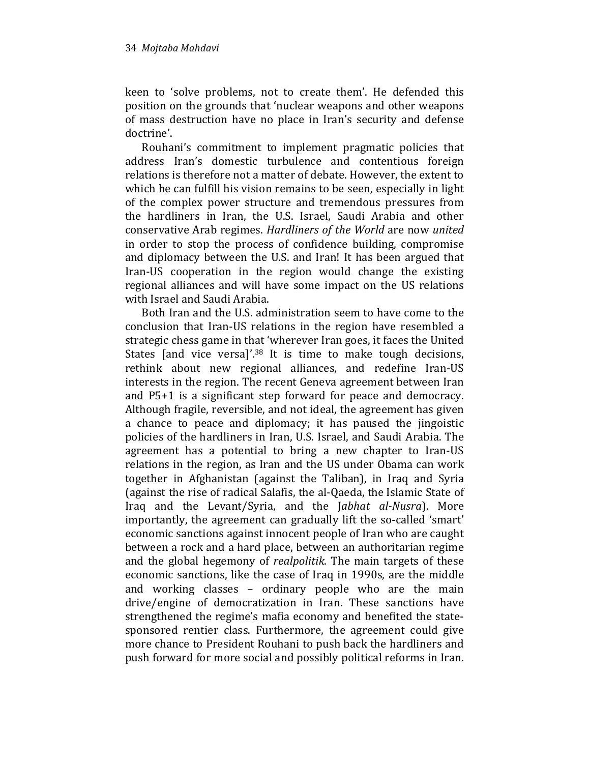keen to 'solve problems, not to create them'. He defended this position on the grounds that 'nuclear weapons and other weapons of mass destruction have no place in Iran's security and defense doctrine'.

Rouhani's commitment to implement pragmatic policies that address Iran's domestic turbulence and contentious foreign relations is therefore not a matter of debate. However, the extent to which he can fulfill his vision remains to be seen, especially in light of the complex power structure and tremendous pressures from the hardliners in Iran, the U.S. Israel, Saudi Arabia and other conservative Arab regimes. *Hardliners of the World* are now *united* in order to stop the process of confidence building, compromise and diplomacy between the U.S. and Iran! It has been argued that Iran-US cooperation in the region would change the existing regional alliances and will have some impact on the US relations with Israel and Saudi Arabia.

Both Iran and the U.S. administration seem to have come to the conclusion that Iran-US relations in the region have resembled a strategic chess game in that 'wherever Iran goes, it faces the United States [and vice versa]'.[38] It is time to make tough decisions, rethink about new regional alliances, and redefine Iran-US interests in the region. The recent Geneva agreement between Iran and P5+1 is a significant step forward for peace and democracy. Although fragile, reversible, and not ideal, the agreement has given a chance to peace and diplomacy; it has paused the jingoistic policies of the hardliners in Iran, U.S. Israel, and Saudi Arabia. The agreement has a potential to bring a new chapter to Iran-US relations in the region, as Iran and the US under Obama can work together in Afghanistan (against the Taliban), in Iraq and Syria (against the rise of radical Salafis, the al-Qaeda, the Islamic State of Iraq and the Levant/Syria, and the J*abhat al-Nusra*). More importantly, the agreement can gradually lift the so-called 'smart' economic sanctions against innocent people of Iran who are caught between a rock and a hard place, between an authoritarian regime and the global hegemony of *realpolitik*. The main targets of these economic sanctions, like the case of Iraq in 1990s, are the middle and working classes – ordinary people who are the main drive/engine of democratization in Iran. These sanctions have strengthened the regime's mafia economy and benefited the state-sponsored rentier class. Furthermore, the agreement could give more chance to President Rouhani to push back the hardliners and push forward for more social and possibly political reforms in Iran.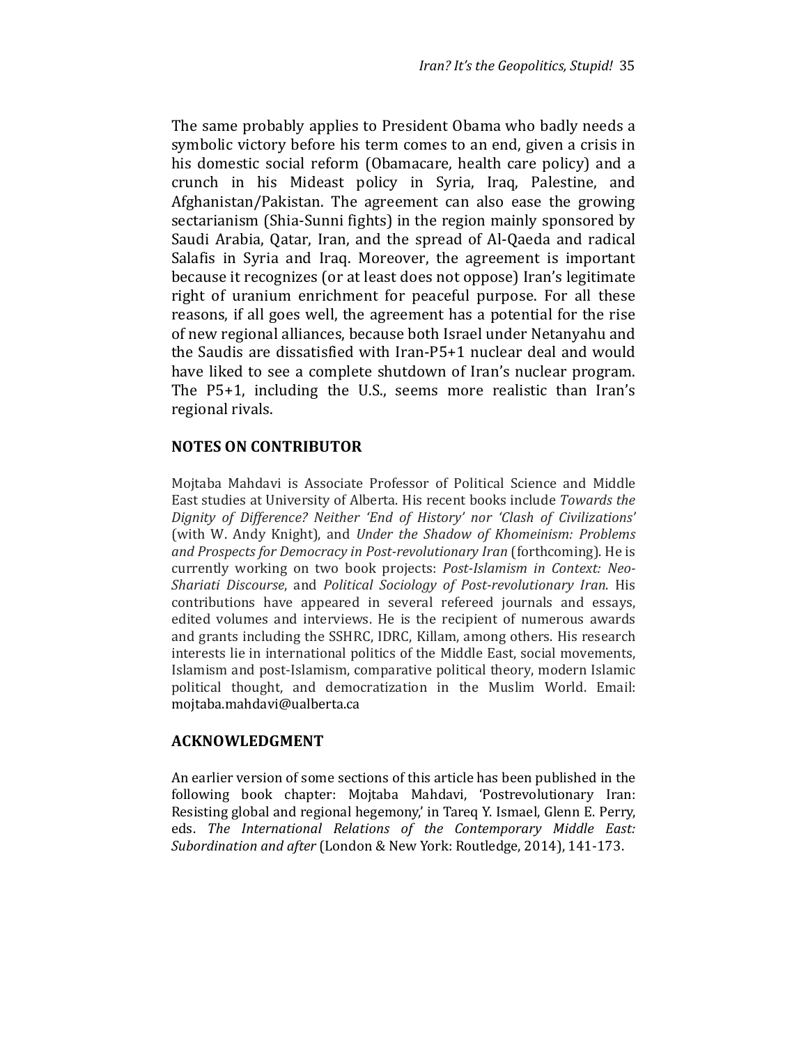The same probably applies to President Obama who badly needs a symbolic victory before his term comes to an end, given a crisis in his domestic social reform (Obamacare, health care policy) and a crunch in his Mideast policy in Syria, Iraq, Palestine, and Afghanistan/Pakistan. The agreement can also ease the growing sectarianism (Shia-Sunni fights) in the region mainly sponsored by Saudi Arabia, Qatar, Iran, and the spread of Al-Qaeda and radical Salafis in Syria and Iraq. Moreover, the agreement is important because it recognizes (or at least does not oppose) Iran's legitimate right of uranium enrichment for peaceful purpose. For all these reasons, if all goes well, the agreement has a potential for the rise of new regional alliances, because both Israel under Netanyahu and the Saudis are dissatisfied with Iran-P5+1 nuclear deal and would have liked to see a complete shutdown of Iran's nuclear program. The P5+1, including the U.S., seems more realistic than Iran's regional rivals.

## NOTES ON CONTRIBUTOR

Mojtaba Mahdavi is Associate Professor of Political Science and Middle East studies at University of Alberta. His recent books include *Towards the Dignity of Difference? Neither 'End of History' nor 'Clash of Civilizations'* (with W. Andy Knight), and *Under the Shadow of Khomeinism: Problems and Prospects for Democracy in Post-revolutionary Iran* (forthcoming). He is currently working on two book projects: *Post-Islamism in Context: Neo-Shariati Discourse*, and *Political Sociology of Post-revolutionary Iran*. His contributions have appeared in several refereed journals and essays, edited volumes and interviews. He is the recipient of numerous awards and grants including the SSHRC, IDRC, Killam, among others. His research interests lie in international politics of the Middle East, social movements, Islamism and post-Islamism, comparative political theory, modern Islamic political thought, and democratization in the Muslim World. Email: mojtaba.mahdavi@ualberta.ca

## ACKNOWLEDGMENT

An earlier version of some sections of this article has been published in the following book chapter: Mojtaba Mahdavi, 'Postrevolutionary Iran: Resisting global and regional hegemony,' in Tareq Y. Ismael, Glenn E. Perry, eds. *The International Relations of the Contemporary Middle East: Subordination and after* (London & New York: Routledge, 2014), 141-173.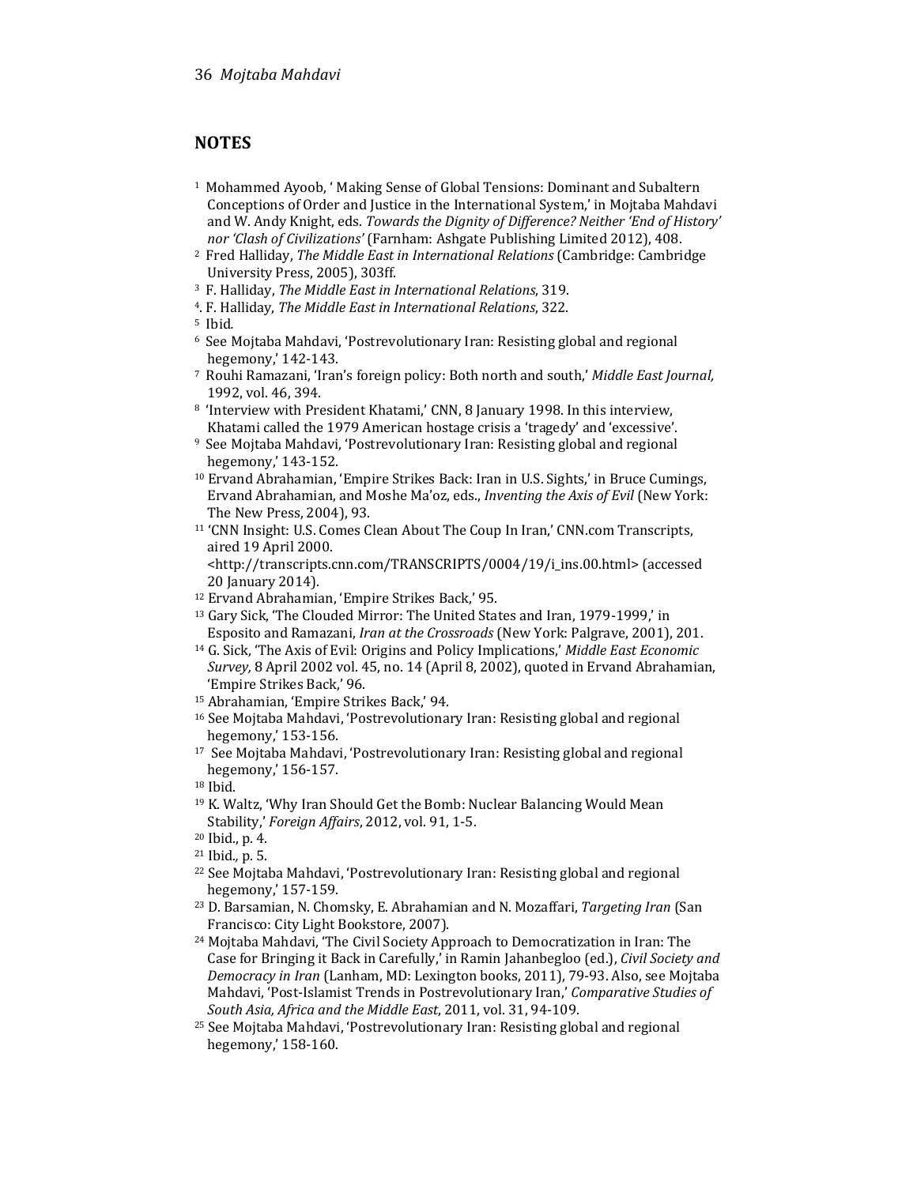## NOTES

1. Mohammed Ayoob, ' Making Sense of Global Tensions: Dominant and Subaltern Conceptions of Order and Justice in the International System,' in Mojtaba Mahdavi and W. Andy Knight, eds. *Towards the Dignity of Difference? Neither 'End of History' nor 'Clash of Civilizations'* (Farnham: Ashgate Publishing Limited 2012), 408.
2. Fred Halliday, *The Middle East in International Relations* (Cambridge: Cambridge University Press, 2005), 303ff.
3. F. Halliday, *The Middle East in International Relations*, 319.
4. F. Halliday, *The Middle East in International Relations*, 322.
5. Ibid.
6. See Mojtaba Mahdavi, 'Postrevolutionary Iran: Resisting global and regional hegemony,' 142-143.
7. Rouhi Ramazani, 'Iran's foreign policy: Both north and south,' *Middle East Journal,* 1992, vol. 46, 394.
8. 'Interview with President Khatami,' CNN, 8 January 1998. In this interview, Khatami called the 1979 American hostage crisis a 'tragedy' and 'excessive'.
9. See Mojtaba Mahdavi, 'Postrevolutionary Iran: Resisting global and regional hegemony,' 143-152.
10. Ervand Abrahamian, 'Empire Strikes Back: Iran in U.S. Sights,' in Bruce Cumings, Ervand Abrahamian, and Moshe Ma'oz, eds., *Inventing the Axis of Evil* (New York: The New Press, 2004), 93.
11. 'CNN Insight: U.S. Comes Clean About The Coup In Iran,' CNN.com Transcripts, aired 19 April 2000. <http://transcripts.cnn.com/TRANSCRIPTS/0004/19/i_ins.00.html> (accessed 20 January 2014).
12. Ervand Abrahamian, 'Empire Strikes Back,' 95.
13. Gary Sick, 'The Clouded Mirror: The United States and Iran, 1979-1999,' in Esposito and Ramazani, *Iran at the Crossroads* (New York: Palgrave, 2001), 201.
14. G. Sick, 'The Axis of Evil: Origins and Policy Implications,' *Middle East Economic Survey,* 8 April 2002 vol. 45, no. 14 (April 8, 2002), quoted in Ervand Abrahamian, 'Empire Strikes Back,' 96.
15. Abrahamian, 'Empire Strikes Back,' 94.
16. See Mojtaba Mahdavi, 'Postrevolutionary Iran: Resisting global and regional hegemony,' 153-156.
17. See Mojtaba Mahdavi, 'Postrevolutionary Iran: Resisting global and regional hegemony,' 156-157.
18. Ibid.
19. K. Waltz, 'Why Iran Should Get the Bomb: Nuclear Balancing Would Mean Stability,' *Foreign Affairs*, 2012, vol. 91, 1-5.
20. Ibid., p. 4.
21. Ibid., p. 5.
22. See Mojtaba Mahdavi, 'Postrevolutionary Iran: Resisting global and regional hegemony,' 157-159.
23. D. Barsamian, N. Chomsky, E. Abrahamian and N. Mozaffari, *Targeting Iran* (San Francisco: City Light Bookstore, 2007).
24. Mojtaba Mahdavi, 'The Civil Society Approach to Democratization in Iran: The Case for Bringing it Back in Carefully,' in Ramin Jahanbegloo (ed.), *Civil Society and Democracy in Iran* (Lanham, MD: Lexington books, 2011), 79-93. Also, see Mojtaba Mahdavi, 'Post-Islamist Trends in Postrevolutionary Iran,' *Comparative Studies of South Asia, Africa and the Middle East*, 2011, vol. 31, 94-109.
25. See Mojtaba Mahdavi, 'Postrevolutionary Iran: Resisting global and regional hegemony,' 158-160.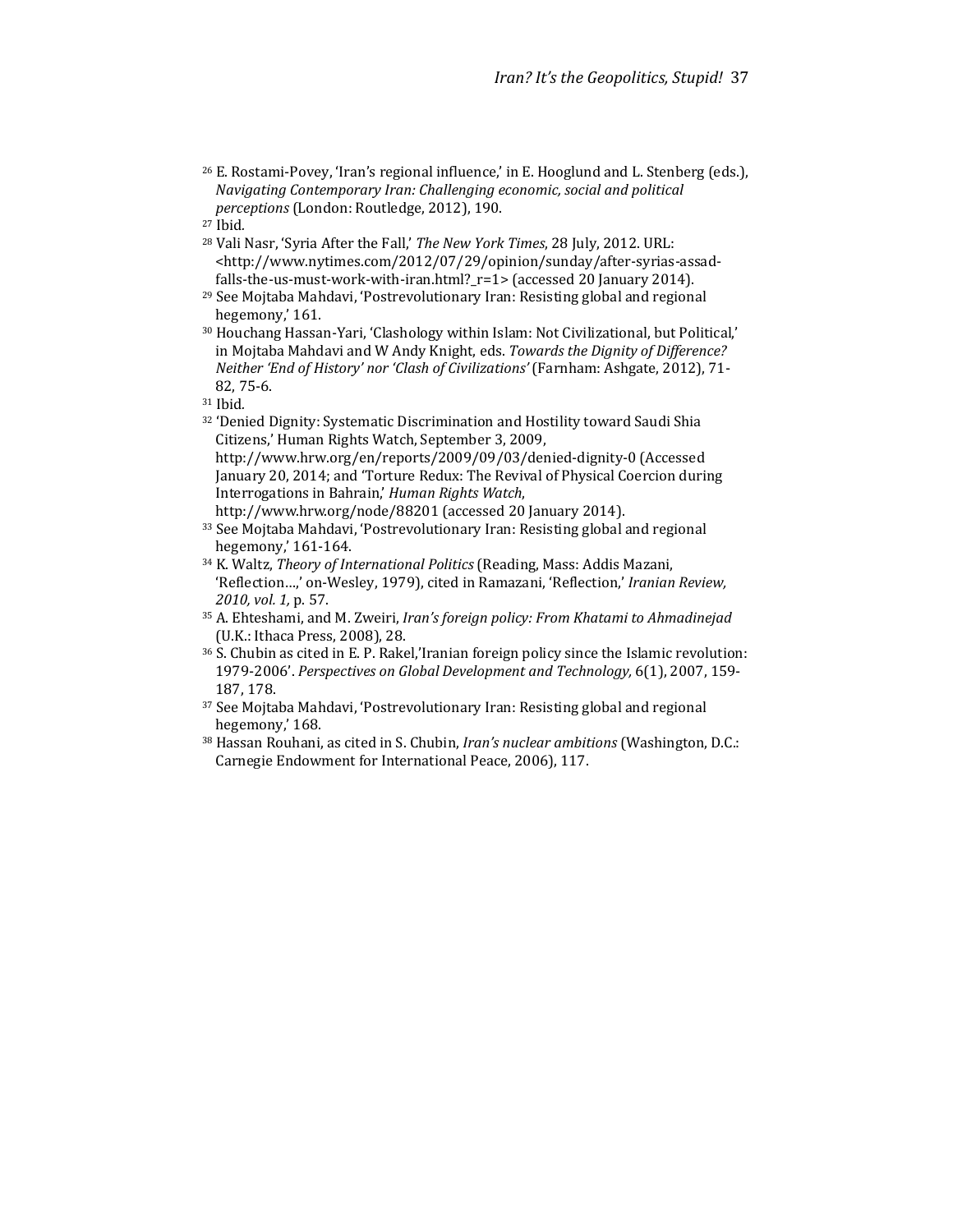[26] E. Rostami-Povey, 'Iran's regional influence,' in E. Hooglund and L. Stenberg (eds.), *Navigating Contemporary Iran: Challenging economic, social and political perceptions* (London: Routledge, 2012), 190.

[27] Ibid.

[28] Vali Nasr, 'Syria After the Fall,' *The New York Times*, 28 July, 2012. URL: <http://www.nytimes.com/2012/07/29/opinion/sunday/after-syrias-assad-falls-the-us-must-work-with-iran.html?_r=1> (accessed 20 January 2014).

[29] See Mojtaba Mahdavi, 'Postrevolutionary Iran: Resisting global and regional hegemony,' 161.

[30] Houchang Hassan-Yari, 'Clashology within Islam: Not Civilizational, but Political,' in Mojtaba Mahdavi and W Andy Knight, eds. *Towards the Dignity of Difference? Neither 'End of History' nor 'Clash of Civilizations'* (Farnham: Ashgate, 2012), 71-82, 75-6.

[31] Ibid.

[32] 'Denied Dignity: Systematic Discrimination and Hostility toward Saudi Shia Citizens,' Human Rights Watch, September 3, 2009, http://www.hrw.org/en/reports/2009/09/03/denied-dignity-0 (Accessed January 20, 2014; and 'Torture Redux: The Revival of Physical Coercion during Interrogations in Bahrain,' *Human Rights Watch*, http://www.hrw.org/node/88201 (accessed 20 January 2014).

[33] See Mojtaba Mahdavi, 'Postrevolutionary Iran: Resisting global and regional hegemony,' 161-164.

[34] K. Waltz, *Theory of International Politics* (Reading, Mass: Addis Mazani, 'Reflection…,' on-Wesley, 1979), cited in Ramazani, 'Reflection,' *Iranian Review, 2010, vol. 1,* p. 57.

[35] A. Ehteshami, and M. Zweiri, *Iran's foreign policy: From Khatami to Ahmadinejad* (U.K.: Ithaca Press, 2008), 28.

[36] S. Chubin as cited in E. P. Rakel,'Iranian foreign policy since the Islamic revolution: 1979-2006'. *Perspectives on Global Development and Technology*, 6(1), 2007, 159-187, 178.

[37] See Mojtaba Mahdavi, 'Postrevolutionary Iran: Resisting global and regional hegemony,' 168.

[38] Hassan Rouhani, as cited in S. Chubin, *Iran's nuclear ambitions* (Washington, D.C.: Carnegie Endowment for International Peace, 2006), 117.